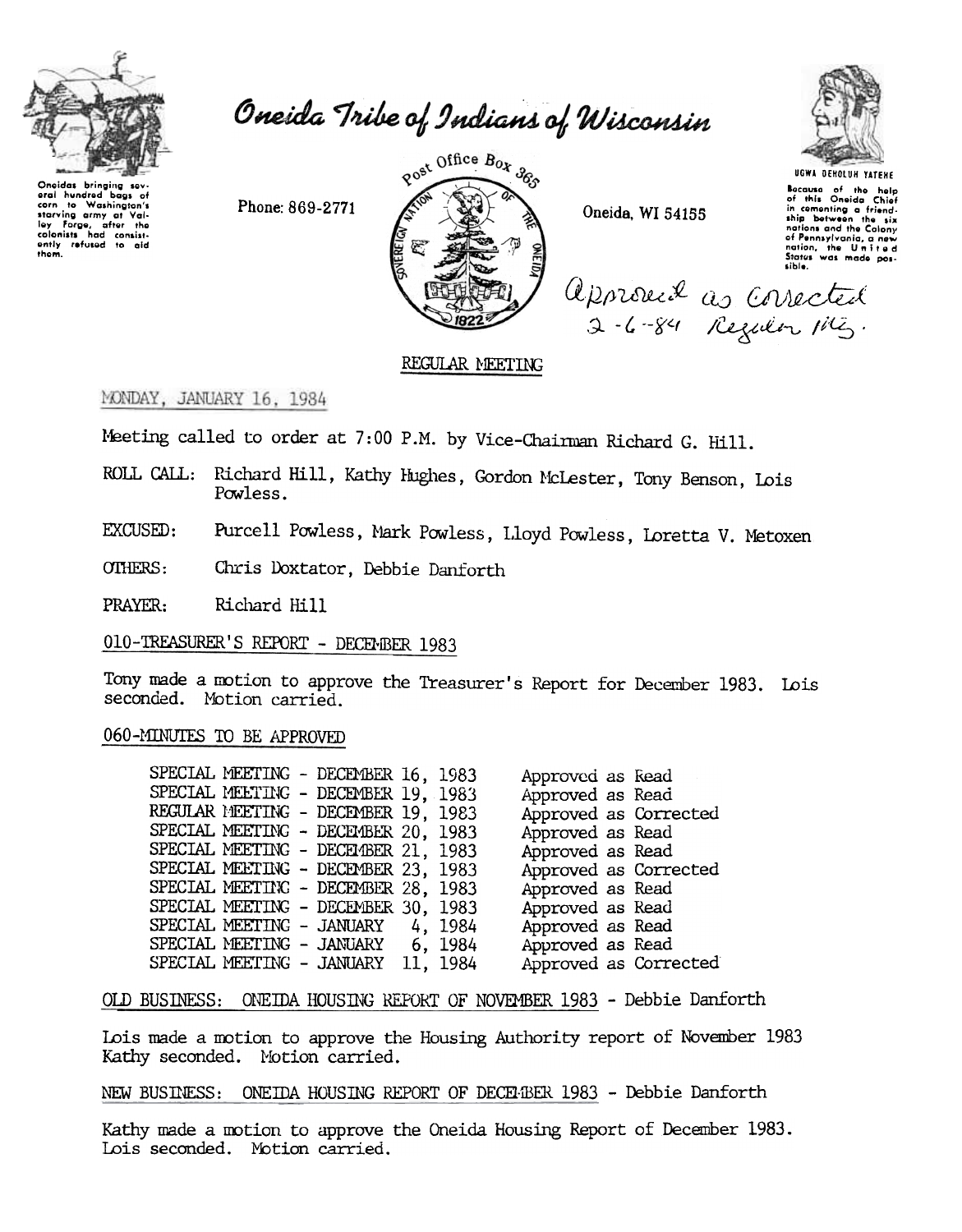# Oneida Tribe of Indians of Wisconsin

Oneidas bringing several hundred bags of corn to Washington's starving army at Valley Forge, after the colonists had consistently refused to aid them.

Phone: 869-2771

Post Office Box 365

Oneida, WI 54155

UGWA DEHOLUH YATEHE

Because of the help of this Oneida Chief in cementing a friendship between the six nations and the Colony of Pennsylvania, a new nation, the United States was made possible.

Approved as corrected 2-6-84 Regular Mtg.

## REGULAR MEETING

MONDAY, JANUARY 16, 1984

Meeting called to order at 7:00 P.M. by Vice-Chairman Richard G. Hill.

ROLL CALL: Richard Hill, Kathy Hughes, Gordon McLester, Tony Benson, Lois Powless.

EXCUSED: Purcell Powless, Mark Powless, Lloyd Powless, Loretta V. Metoxen

OTHERS: Chris Doxtator, Debbie Danforth

PRAYER: Richard Hill

010-TREASURER'S REPORT - DECEMBER 1983

Tony made a motion to approve the Treasurer's Report for December 1983. Lois seconded. Motion carried.

060-MINUTES TO BE APPROVED

| | |
|---|---|
| SPECIAL MEETING - DECEMBER 16, 1983 | Approved as Read |
| SPECIAL MEETING - DECEMBER 19, 1983 | Approved as Read |
| REGULAR MEETING - DECEMBER 19, 1983 | Approved as Corrected |
| SPECIAL MEETING - DECEMBER 20, 1983 | Approved as Read |
| SPECIAL MEETING - DECEMBER 21, 1983 | Approved as Read |
| SPECIAL MEETING - DECEMBER 23, 1983 | Approved as Corrected |
| SPECIAL MEETING - DECEMBER 28, 1983 | Approved as Read |
| SPECIAL MEETING - DECEMBER 30, 1983 | Approved as Read |
| SPECIAL MEETING - JANUARY 4, 1984 | Approved as Read |
| SPECIAL MEETING - JANUARY 6, 1984 | Approved as Read |
| SPECIAL MEETING - JANUARY 11, 1984 | Approved as Corrected |

OLD BUSINESS: ONEIDA HOUSING REPORT OF NOVEMBER 1983 - Debbie Danforth

Lois made a motion to approve the Housing Authority report of November 1983 Kathy seconded. Motion carried.

NEW BUSINESS: ONEIDA HOUSING REPORT OF DECEMBER 1983 - Debbie Danforth

Kathy made a motion to approve the Oneida Housing Report of December 1983. Lois seconded. Motion carried.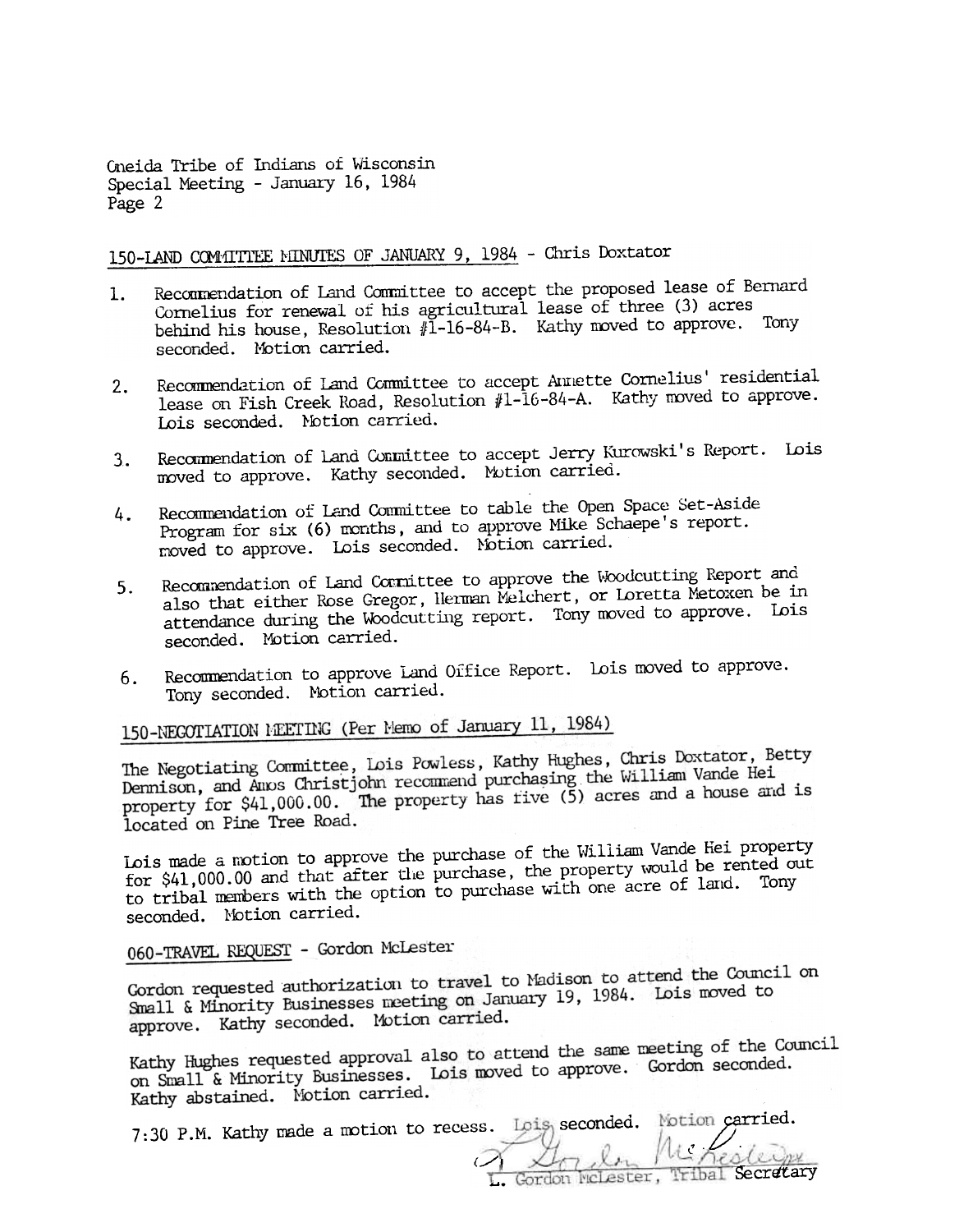Oneida Tribe of Indians of Wisconsin
Special Meeting - January 16, 1984
Page 2

150-LAND COMMITTEE MINUTES OF JANUARY 9, 1984 - Chris Doxtator

1. Recommendation of Land Committee to accept the proposed lease of Bernard Cornelius for renewal of his agricultural lease of three (3) acres behind his house, Resolution #1-16-84-B. Kathy moved to approve. Tony seconded. Motion carried.

2. Recommendation of Land Committee to accept Annette Cornelius' residential lease on Fish Creek Road, Resolution #1-16-84-A. Kathy moved to approve. Lois seconded. Motion carried.

3. Recommendation of Land Committee to accept Jerry Kurowski's Report. Lois moved to approve. Kathy seconded. Motion carried.

4. Recommendation of Land Committee to table the Open Space Set-Aside Program for six (6) months, and to approve Mike Schaepe's report. moved to approve. Lois seconded. Motion carried.

5. Recommendation of Land Committee to approve the Woodcutting Report and also that either Rose Gregor, Herman Melchert, or Loretta Metoxen be in attendance during the Woodcutting report. Tony moved to approve. Lois seconded. Motion carried.

6. Recommendation to approve Land Office Report. Lois moved to approve. Tony seconded. Motion carried.

150-NEGOTIATION MEETING (Per Memo of January 11, 1984)

The Negotiating Committee, Lois Powless, Kathy Hughes, Chris Doxtator, Betty Dennison, and Amos Christjohn recommend purchasing the William Vande Hei property for $41,000.00. The property has five (5) acres and a house and is located on Pine Tree Road.

Lois made a motion to approve the purchase of the William Vande Hei property for $41,000.00 and that after the purchase, the property would be rented out to tribal members with the option to purchase with one acre of land. Tony seconded. Motion carried.

060-TRAVEL REQUEST - Gordon McLester

Gordon requested authorization to travel to Madison to attend the Council on Small & Minority Businesses meeting on January 19, 1984. Lois moved to approve. Kathy seconded. Motion carried.

Kathy Hughes requested approval also to attend the same meeting of the Council on Small & Minority Businesses. Lois moved to approve. Gordon seconded. Kathy abstained. Motion carried.

7:30 P.M. Kathy made a motion to recess. Lois seconded. Motion carried.

L. Gordon McLester, Tribal Secretary